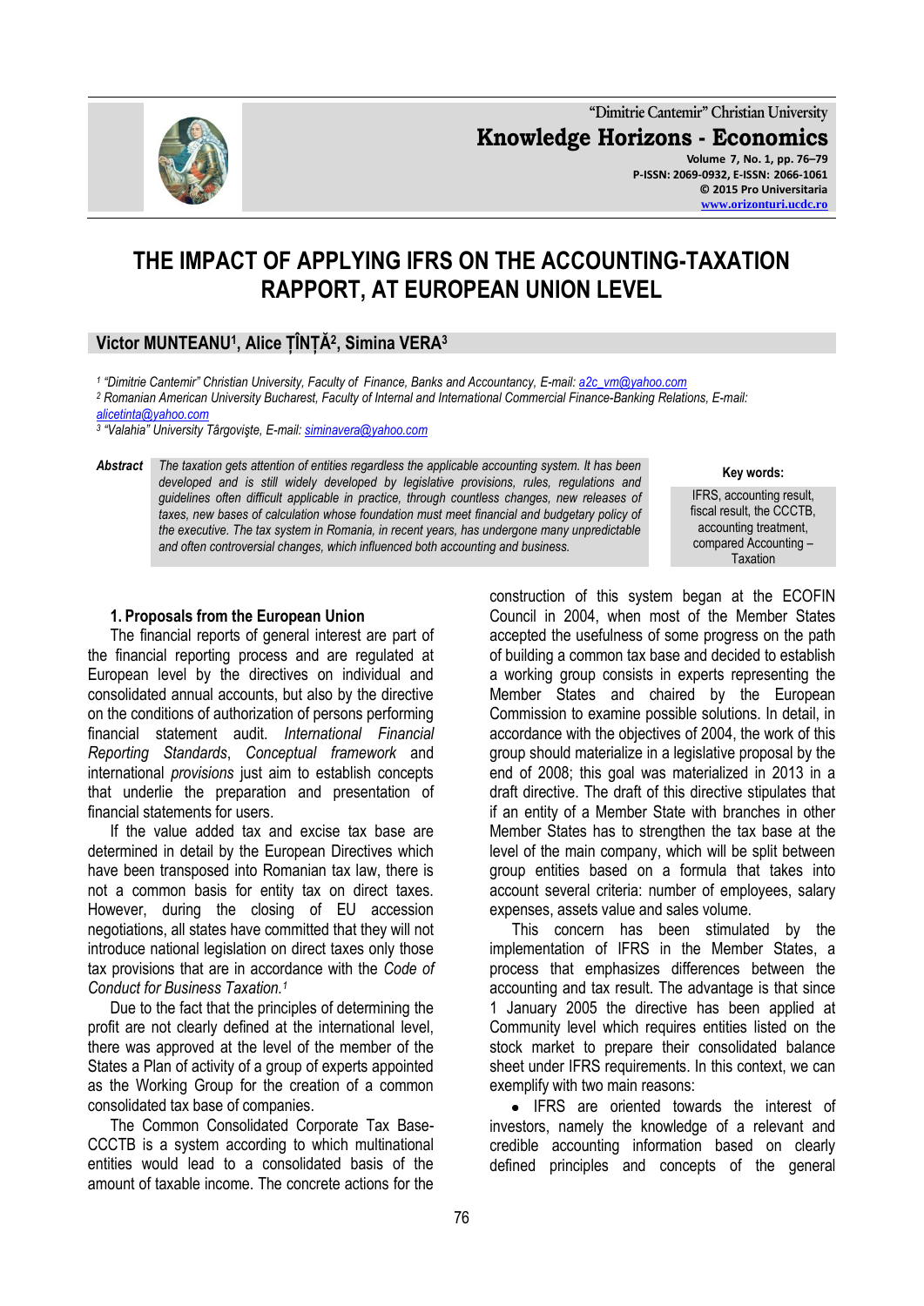# THE IMPACT OF APPLYING IFRS ON THE ACCOUNTING-TAXATION RAPPORT, AT EUROPEAN UNION LEVEL

**Victor MUNTEANU[1], Alice ȚÎNȚĂ[2], Simina VERA[3]**

[1] "Dimitrie Cantemir" Christian University, Faculty of Finance, Banks and Accountancy, E-mail: a2c_vm@yahoo.com
[2] Romanian American University Bucharest, Faculty of Internal and International Commercial Finance-Banking Relations, E-mail: alicetinta@yahoo.com
[3] "Valahia" University Târgovişte, E-mail: siminavera@yahoo.com

**Abstract** *The taxation gets attention of entities regardless the applicable accounting system. It has been developed and is still widely developed by legislative provisions, rules, regulations and guidelines often difficult applicable in practice, through countless changes, new releases of taxes, new bases of calculation whose foundation must meet financial and budgetary policy of the executive. The tax system in Romania, in recent years, has undergone many unpredictable and often controversial changes, which influenced both accounting and business.*

**Key words:** IFRS, accounting result, fiscal result, the CCCTB, accounting treatment, compared Accounting – Taxation

## 1. Proposals from the European Union

The financial reports of general interest are part of the financial reporting process and are regulated at European level by the directives on individual and consolidated annual accounts, but also by the directive on the conditions of authorization of persons performing financial statement audit. *International Financial Reporting Standards*, *Conceptual framework* and international *provisions* just aim to establish concepts that underlie the preparation and presentation of financial statements for users.

If the value added tax and excise tax base are determined in detail by the European Directives which have been transposed into Romanian tax law, there is not a common basis for entity tax on direct taxes. However, during the closing of EU accession negotiations, all states have committed that they will not introduce national legislation on direct taxes only those tax provisions that are in accordance with the *Code of Conduct for Business Taxation.*[1]

Due to the fact that the principles of determining the profit are not clearly defined at the international level, there was approved at the level of the member of the States a Plan of activity of a group of experts appointed as the Working Group for the creation of a common consolidated tax base of companies.

The Common Consolidated Corporate Tax Base-CCCTB is a system according to which multinational entities would lead to a consolidated basis of the amount of taxable income. The concrete actions for the construction of this system began at the ECOFIN Council in 2004, when most of the Member States accepted the usefulness of some progress on the path of building a common tax base and decided to establish a working group consists in experts representing the Member States and chaired by the European Commission to examine possible solutions. In detail, in accordance with the objectives of 2004, the work of this group should materialize in a legislative proposal by the end of 2008; this goal was materialized in 2013 in a draft directive. The draft of this directive stipulates that if an entity of a Member State with branches in other Member States has to strengthen the tax base at the level of the main company, which will be split between group entities based on a formula that takes into account several criteria: number of employees, salary expenses, assets value and sales volume.

This concern has been stimulated by the implementation of IFRS in the Member States, a process that emphasizes differences between the accounting and tax result. The advantage is that since 1 January 2005 the directive has been applied at Community level which requires entities listed on the stock market to prepare their consolidated balance sheet under IFRS requirements. In this context, we can exemplify with two main reasons:

- IFRS are oriented towards the interest of investors, namely the knowledge of a relevant and credible accounting information based on clearly defined principles and concepts of the general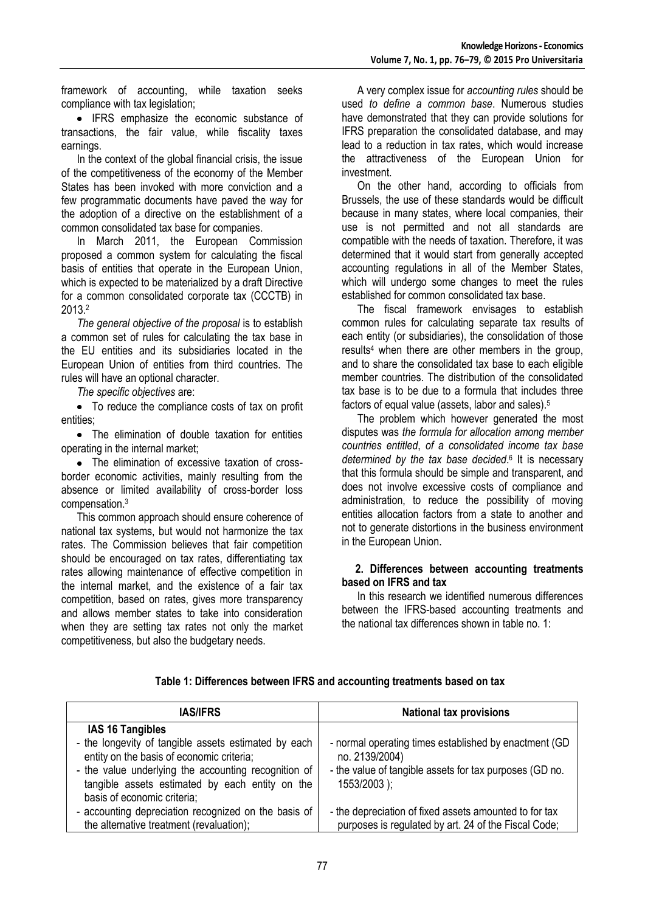framework of accounting, while taxation seeks compliance with tax legislation;

- IFRS emphasize the economic substance of transactions, the fair value, while fiscality taxes earnings.

In the context of the global financial crisis, the issue of the competitiveness of the economy of the Member States has been invoked with more conviction and a few programmatic documents have paved the way for the adoption of a directive on the establishment of a common consolidated tax base for companies.

In March 2011, the European Commission proposed a common system for calculating the fiscal basis of entities that operate in the European Union, which is expected to be materialized by a draft Directive for a common consolidated corporate tax (CCCTB) in 2013.[2]

*The general objective of the proposal* is to establish a common set of rules for calculating the tax base in the EU entities and its subsidiaries located in the European Union of entities from third countries. The rules will have an optional character.

*The specific objectives* are:

- To reduce the compliance costs of tax on profit entities;
- The elimination of double taxation for entities operating in the internal market;
- The elimination of excessive taxation of cross-border economic activities, mainly resulting from the absence or limited availability of cross-border loss compensation.[3]

This common approach should ensure coherence of national tax systems, but would not harmonize the tax rates. The Commission believes that fair competition should be encouraged on tax rates, differentiating tax rates allowing maintenance of effective competition in the internal market, and the existence of a fair tax competition, based on rates, gives more transparency and allows member states to take into consideration when they are setting tax rates not only the market competitiveness, but also the budgetary needs.

A very complex issue for *accounting rules* should be used *to define a common base*. Numerous studies have demonstrated that they can provide solutions for IFRS preparation the consolidated database, and may lead to a reduction in tax rates, which would increase the attractiveness of the European Union for investment.

On the other hand, according to officials from Brussels, the use of these standards would be difficult because in many states, where local companies, their use is not permitted and not all standards are compatible with the needs of taxation. Therefore, it was determined that it would start from generally accepted accounting regulations in all of the Member States, which will undergo some changes to meet the rules established for common consolidated tax base.

The fiscal framework envisages to establish common rules for calculating separate tax results of each entity (or subsidiaries), the consolidation of those results[4] when there are other members in the group, and to share the consolidated tax base to each eligible member countries. The distribution of the consolidated tax base is to be due to a formula that includes three factors of equal value (assets, labor and sales).[5]

The problem which however generated the most disputes was *the formula for allocation among member countries entitled*, *of a consolidated income tax base determined by the tax base decided*.[6] It is necessary that this formula should be simple and transparent, and does not involve excessive costs of compliance and administration, to reduce the possibility of moving entities allocation factors from a state to another and not to generate distortions in the business environment in the European Union.

## 2. Differences between accounting treatments based on IFRS and tax

In this research we identified numerous differences between the IFRS-based accounting treatments and the national tax differences shown in table no. 1:

**Table 1: Differences between IFRS and accounting treatments based on tax**

| IAS/IFRS | National tax provisions |
|---|---|
| **IAS 16 Tangibles** | |
| - the longevity of tangible assets estimated by each entity on the basis of economic criteria; | - normal operating times established by enactment (GD no. 2139/2004) |
| - the value underlying the accounting recognition of tangible assets estimated by each entity on the basis of economic criteria; | - the value of tangible assets for tax purposes (GD no. 1553/2003 ); |
| - accounting depreciation recognized on the basis of the alternative treatment (revaluation); | - the depreciation of fixed assets amounted to for tax purposes is regulated by art. 24 of the Fiscal Code; |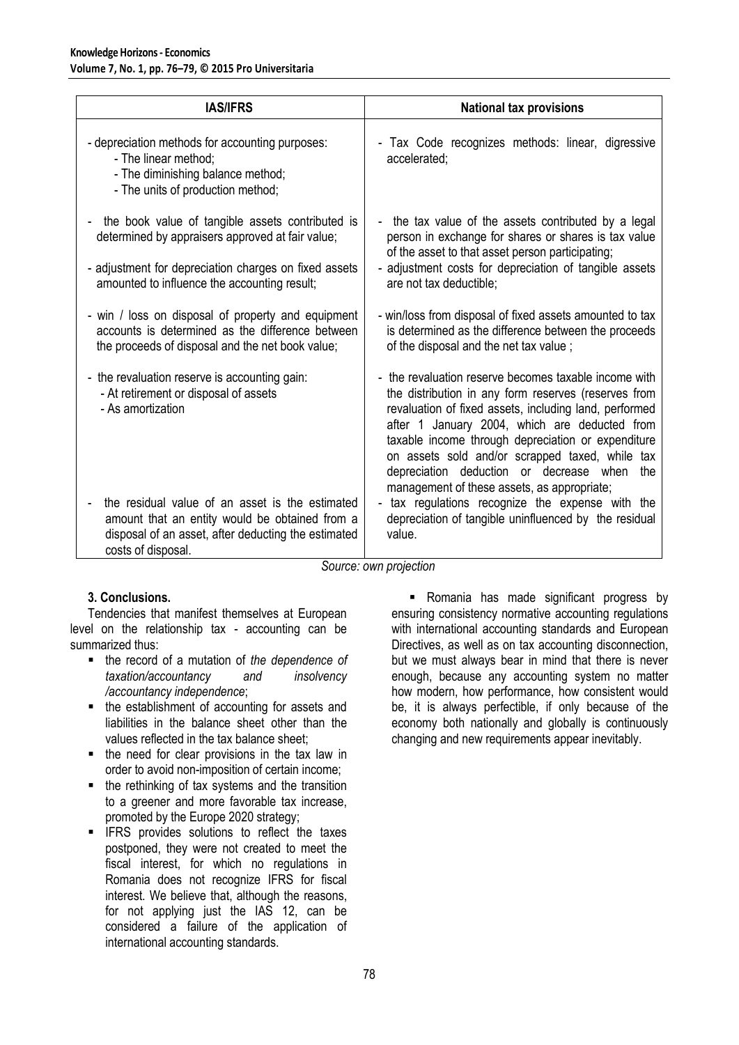| IAS/IFRS | National tax provisions |
| --- | --- |
| - depreciation methods for accounting purposes:<br>- The linear method;<br>- The diminishing balance method;<br>- The units of production method; | - Tax Code recognizes methods: linear, digressive accelerated; |
| - the book value of tangible assets contributed is determined by appraisers approved at fair value; | - the tax value of the assets contributed by a legal person in exchange for shares or shares is tax value of the asset to that asset person participating; |
| - adjustment for depreciation charges on fixed assets amounted to influence the accounting result; | - adjustment costs for depreciation of tangible assets are not tax deductible; |
| - win / loss on disposal of property and equipment accounts is determined as the difference between the proceeds of disposal and the net book value; | - win/loss from disposal of fixed assets amounted to tax is determined as the difference between the proceeds of the disposal and the net tax value ; |
| - the revaluation reserve is accounting gain:<br>- At retirement or disposal of assets<br>- As amortization | - the revaluation reserve becomes taxable income with the distribution in any form reserves (reserves from revaluation of fixed assets, including land, performed after 1 January 2004, which are deducted from taxable income through depreciation or expenditure on assets sold and/or scrapped taxed, while tax depreciation deduction or decrease when the management of these assets, as appropriate; |
| - the residual value of an asset is the estimated amount that an entity would be obtained from a disposal of an asset, after deducting the estimated costs of disposal. | - tax regulations recognize the expense with the depreciation of tangible uninfluenced by the residual value. |

*Source: own projection*

### 3. Conclusions.

Tendencies that manifest themselves at European level on the relationship tax - accounting can be summarized thus:

- the record of a mutation of *the dependence of taxation/accountancy and insolvency /accountancy independence*;
- the establishment of accounting for assets and liabilities in the balance sheet other than the values reflected in the tax balance sheet;
- the need for clear provisions in the tax law in order to avoid non-imposition of certain income;
- the rethinking of tax systems and the transition to a greener and more favorable tax increase, promoted by the Europe 2020 strategy;
- IFRS provides solutions to reflect the taxes postponed, they were not created to meet the fiscal interest, for which no regulations in Romania does not recognize IFRS for fiscal interest. We believe that, although the reasons, for not applying just the IAS 12, can be considered a failure of the application of international accounting standards.
- Romania has made significant progress by ensuring consistency normative accounting regulations with international accounting standards and European Directives, as well as on tax accounting disconnection, but we must always bear in mind that there is never enough, because any accounting system no matter how modern, how performance, how consistent would be, it is always perfectible, if only because of the economy both nationally and globally is continuously changing and new requirements appear inevitably.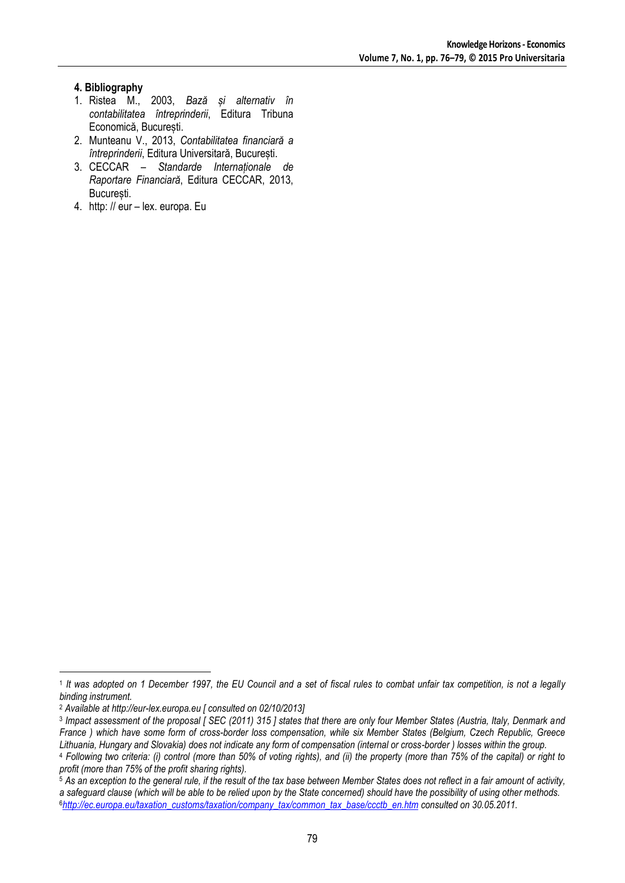## 4. Bibliography

1. Ristea M., 2003, *Bază și alternativ în contabilitatea întreprinderii*, Editura Tribuna Economică, București.
2. Munteanu V., 2013, *Contabilitatea financiară a întreprinderii*, Editura Universitară, București.
3. CECCAR – *Standarde Internaționale de Raportare Financiară*, Editura CECCAR, 2013, București.
4. http: // eur – lex. europa. Eu

---

[1] *It was adopted on 1 December 1997, the EU Council and a set of fiscal rules to combat unfair tax competition, is not a legally binding instrument.*

[2] *Available at http://eur-lex.europa.eu [ consulted on 02/10/2013]*

[3] *Impact assessment of the proposal [ SEC (2011) 315 ] states that there are only four Member States (Austria, Italy, Denmark and France ) which have some form of cross-border loss compensation, while six Member States (Belgium, Czech Republic, Greece Lithuania, Hungary and Slovakia) does not indicate any form of compensation (internal or cross-border ) losses within the group.*

[4] *Following two criteria: (i) control (more than 50% of voting rights), and (ii) the property (more than 75% of the capital) or right to profit (more than 75% of the profit sharing rights).*

[5] *As an exception to the general rule, if the result of the tax base between Member States does not reflect in a fair amount of activity, a safeguard clause (which will be able to be relied upon by the State concerned) should have the possibility of using other methods.*

[6] *http://ec.europa.eu/taxation_customs/taxation/company_tax/common_tax_base/ccctb_en.htm consulted on 30.05.2011.*